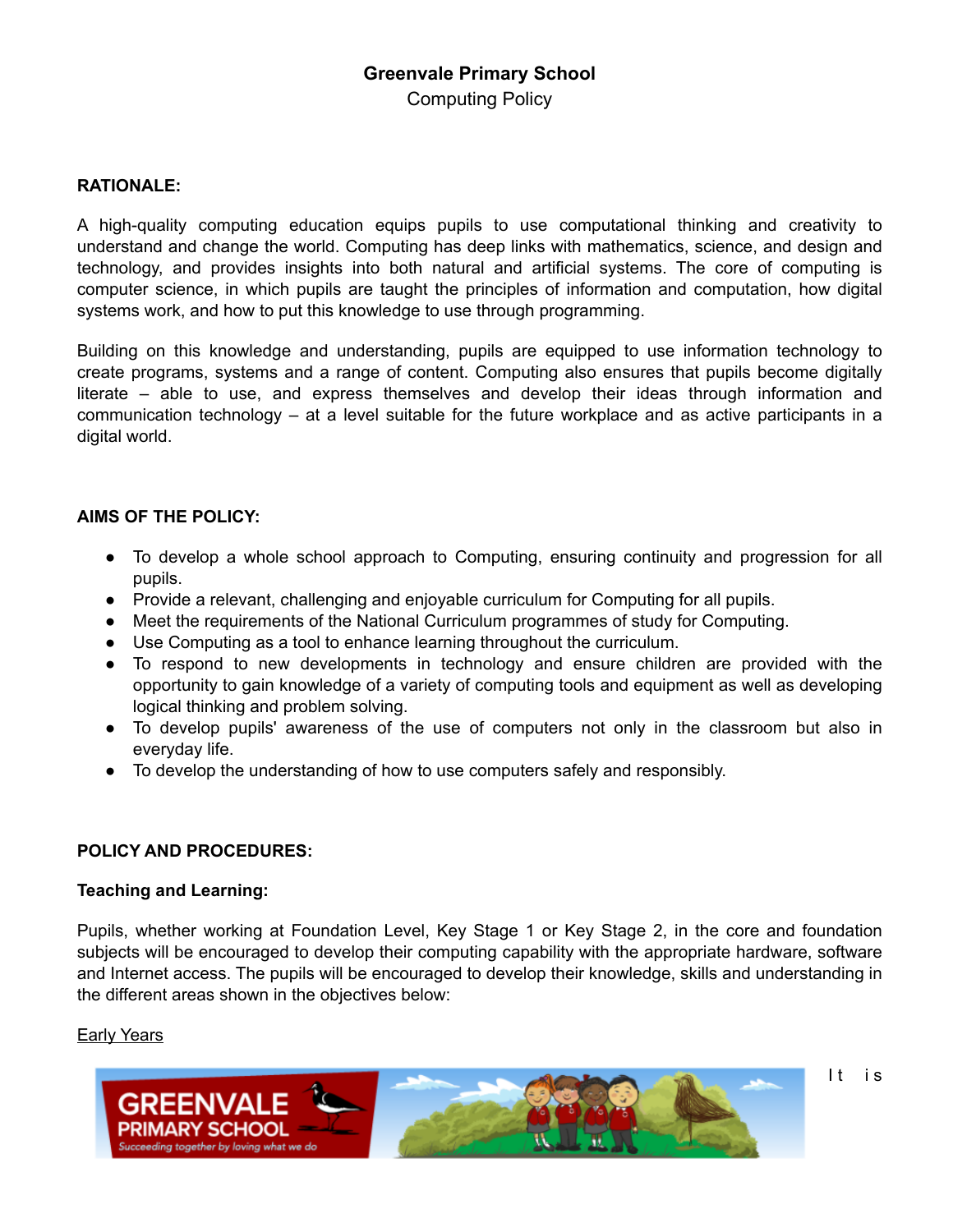# Greenvale Primary School

Computing Policy

**RATIONALE:**

A high-quality computing education equips pupils to use computational thinking and creativity to understand and change the world. Computing has deep links with mathematics, science, and design and technology, and provides insights into both natural and artificial systems. The core of computing is computer science, in which pupils are taught the principles of information and computation, how digital systems work, and how to put this knowledge to use through programming.

Building on this knowledge and understanding, pupils are equipped to use information technology to create programs, systems and a range of content. Computing also ensures that pupils become digitally literate – able to use, and express themselves and develop their ideas through information and communication technology – at a level suitable for the future workplace and as active participants in a digital world.

**AIMS OF THE POLICY:**

- To develop a whole school approach to Computing, ensuring continuity and progression for all pupils.
- Provide a relevant, challenging and enjoyable curriculum for Computing for all pupils.
- Meet the requirements of the National Curriculum programmes of study for Computing.
- Use Computing as a tool to enhance learning throughout the curriculum.
- To respond to new developments in technology and ensure children are provided with the opportunity to gain knowledge of a variety of computing tools and equipment as well as developing logical thinking and problem solving.
- To develop pupils' awareness of the use of computers not only in the classroom but also in everyday life.
- To develop the understanding of how to use computers safely and responsibly.

**POLICY AND PROCEDURES:**

**Teaching and Learning:**

Pupils, whether working at Foundation Level, Key Stage 1 or Key Stage 2, in the core and foundation subjects will be encouraged to develop their computing capability with the appropriate hardware, software and Internet access. The pupils will be encouraged to develop their knowledge, skills and understanding in the different areas shown in the objectives below:

Early Years

It is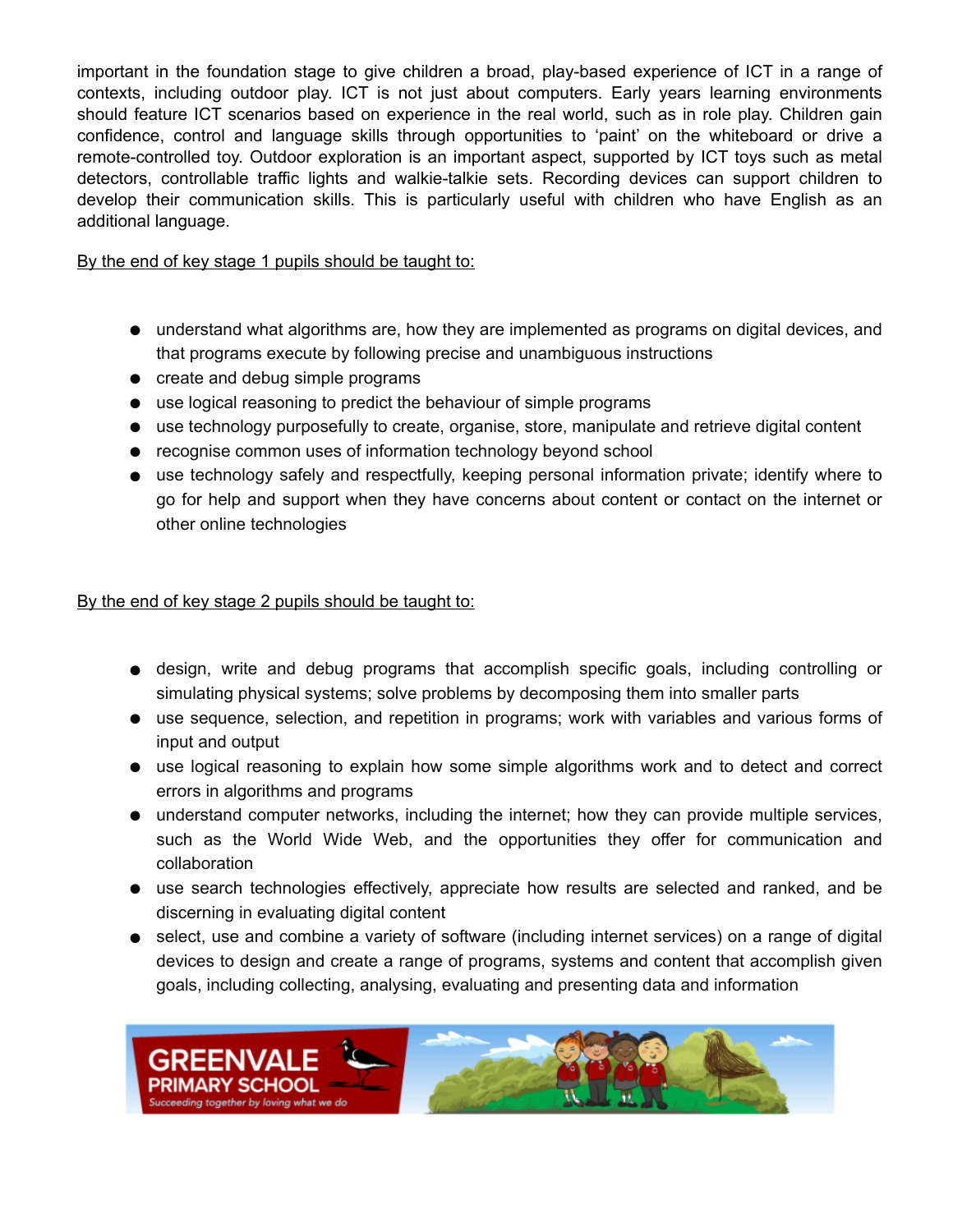important in the foundation stage to give children a broad, play-based experience of ICT in a range of contexts, including outdoor play. ICT is not just about computers. Early years learning environments should feature ICT scenarios based on experience in the real world, such as in role play. Children gain confidence, control and language skills through opportunities to 'paint' on the whiteboard or drive a remote-controlled toy. Outdoor exploration is an important aspect, supported by ICT toys such as metal detectors, controllable traffic lights and walkie-talkie sets. Recording devices can support children to develop their communication skills. This is particularly useful with children who have English as an additional language.

By the end of key stage 1 pupils should be taught to:

- understand what algorithms are, how they are implemented as programs on digital devices, and that programs execute by following precise and unambiguous instructions
- create and debug simple programs
- use logical reasoning to predict the behaviour of simple programs
- use technology purposefully to create, organise, store, manipulate and retrieve digital content
- recognise common uses of information technology beyond school
- use technology safely and respectfully, keeping personal information private; identify where to go for help and support when they have concerns about content or contact on the internet or other online technologies

By the end of key stage 2 pupils should be taught to:

- design, write and debug programs that accomplish specific goals, including controlling or simulating physical systems; solve problems by decomposing them into smaller parts
- use sequence, selection, and repetition in programs; work with variables and various forms of input and output
- use logical reasoning to explain how some simple algorithms work and to detect and correct errors in algorithms and programs
- understand computer networks, including the internet; how they can provide multiple services, such as the World Wide Web, and the opportunities they offer for communication and collaboration
- use search technologies effectively, appreciate how results are selected and ranked, and be discerning in evaluating digital content
- select, use and combine a variety of software (including internet services) on a range of digital devices to design and create a range of programs, systems and content that accomplish given goals, including collecting, analysing, evaluating and presenting data and information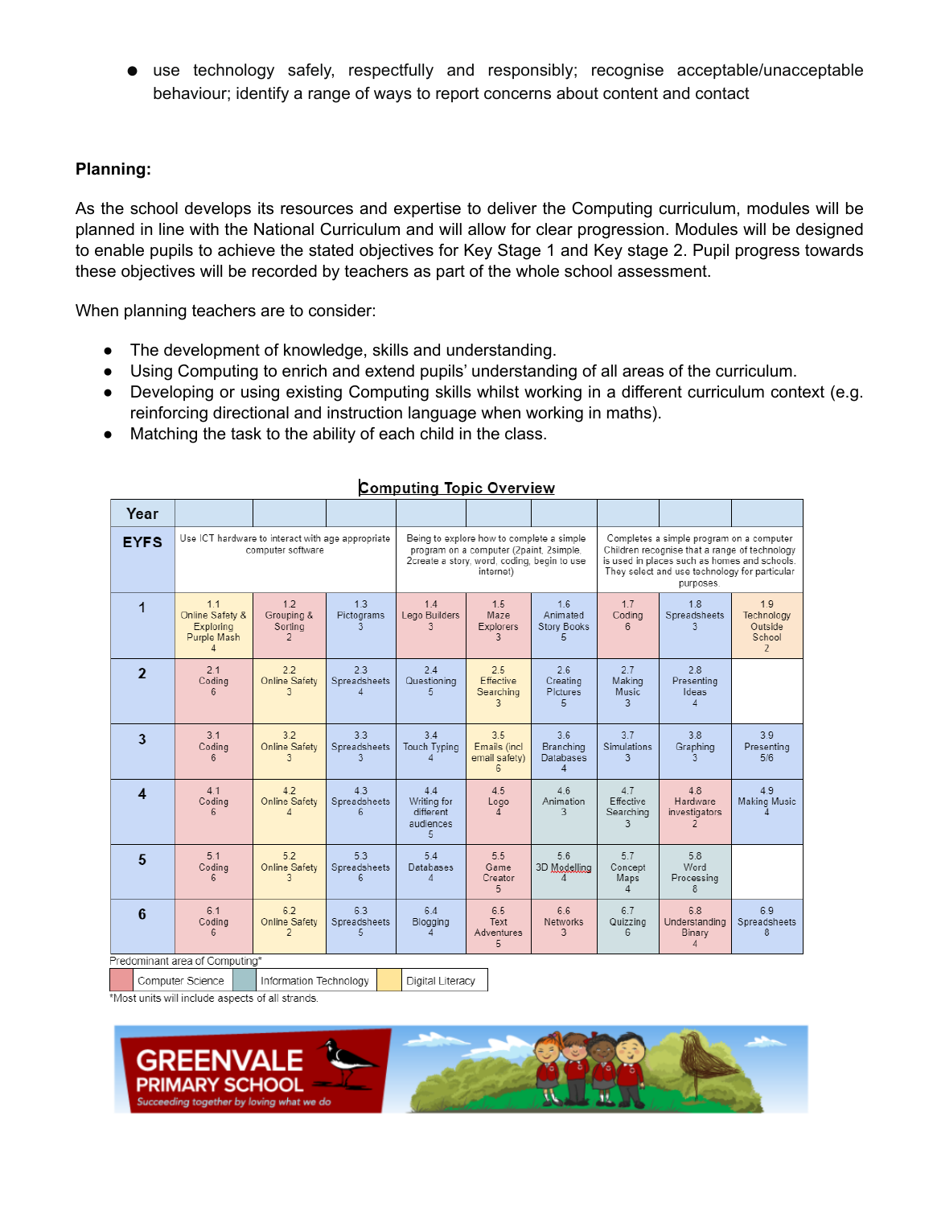- use technology safely, respectfully and responsibly; recognise acceptable/unacceptable behaviour; identify a range of ways to report concerns about content and contact

**Planning:**

As the school develops its resources and expertise to deliver the Computing curriculum, modules will be planned in line with the National Curriculum and will allow for clear progression. Modules will be designed to enable pupils to achieve the stated objectives for Key Stage 1 and Key stage 2. Pupil progress towards these objectives will be recorded by teachers as part of the whole school assessment.

When planning teachers are to consider:

- The development of knowledge, skills and understanding.
- Using Computing to enrich and extend pupils' understanding of all areas of the curriculum.
- Developing or using existing Computing skills whilst working in a different curriculum context (e.g. reinforcing directional and instruction language when working in maths).
- Matching the task to the ability of each child in the class.

**Computing Topic Overview**

| Year | | | | | | | | | |
|---|---|---|---|---|---|---|---|---|---|
| EYFS | Use ICT hardware to interact with age appropriate computer software | | | Being to explore how to complete a simple program on a computer (2paint, 2simple, 2create a story, word, coding, begin to use internet) | | | Completes a simple program on a computer Children recognise that a range of technology is used in places such as homes and schools. They select and use technology for particular purposes. | | |
| 1 | 1.1 Online Safety & Exploring Purple Mash 4 | 1.2 Grouping & Sorting 2 | 1.3 Pictograms 3 | 1.4 Lego Builders 3 | 1.5 Maze Explorers 3 | 1.6 Animated Story Books 5 | 1.7 Coding 6 | 1.8 Spreadsheets 3 | 1.9 Technology Outside School 2 |
| 2 | 2.1 Coding 6 | 2.2 Online Safety 3 | 2.3 Spreadsheets 4 | 2.4 Questioning 5 | 2.5 Effective Searching 3 | 2.6 Creating Pictures 5 | 2.7 Making Music 3 | 2.8 Presenting Ideas 4 | |
| 3 | 3.1 Coding 6 | 3.2 Online Safety 3 | 3.3 Spreadsheets 3 | 3.4 Touch Typing 4 | 3.5 Emails (incl email safety) 6 | 3.6 Branching Databases 4 | 3.7 Simulations 3 | 3.8 Graphing 3 | 3.9 Presenting 5/6 |
| 4 | 4.1 Coding 6 | 4.2 Online Safety 4 | 4.3 Spreadsheets 6 | 4.4 Writing for different audiences 5 | 4.5 Logo 4 | 4.6 Animation 3 | 4.7 Effective Searching 3 | 4.8 Hardware investigators 2 | 4.9 Making Music 4 |
| 5 | 5.1 Coding 6 | 5.2 Online Safety 3 | 5.3 Spreadsheets 6 | 5.4 Databases 4 | 5.5 Game Creator 5 | 5.6 3D Modelling 4 | 5.7 Concept Maps 4 | 5.8 Word Processing 8 | |
| 6 | 6.1 Coding 6 | 6.2 Online Safety 2 | 6.3 Spreadsheets 5 | 6.4 Blogging 4 | 6.5 Text Adventures 5 | 6.6 Networks 3 | 6.7 Quizzing 6 | 6.8 Understanding Binary 4 | 6.9 Spreadsheets 8 |

Predominant area of Computing*

| | Computer Science | | Information Technology | | Digital Literacy |
|---|---|---|---|---|---|

*Most units will include aspects of all strands.

GREENVALE PRIMARY SCHOOL
Succeeding together by loving what we do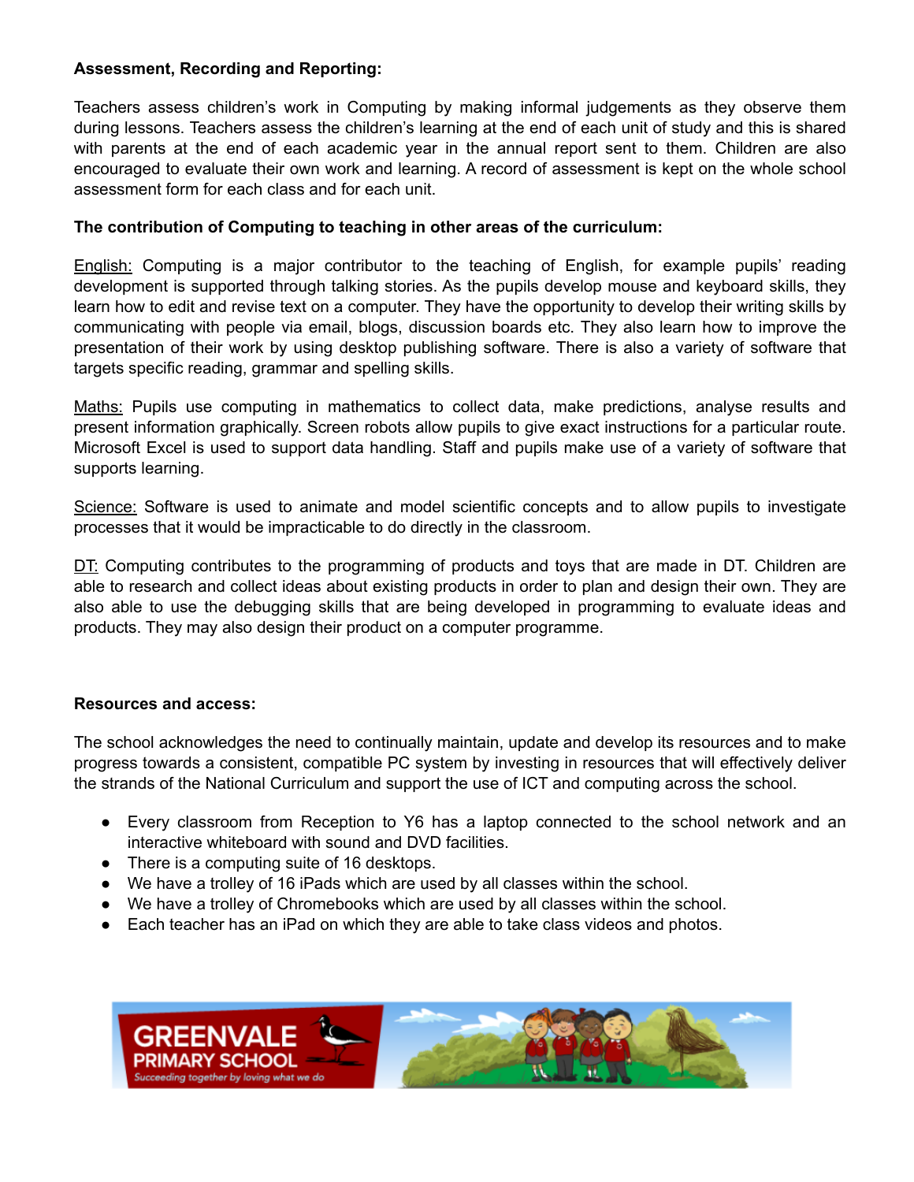**Assessment, Recording and Reporting:**

Teachers assess children's work in Computing by making informal judgements as they observe them during lessons. Teachers assess the children's learning at the end of each unit of study and this is shared with parents at the end of each academic year in the annual report sent to them. Children are also encouraged to evaluate their own work and learning. A record of assessment is kept on the whole school assessment form for each class and for each unit.

**The contribution of Computing to teaching in other areas of the curriculum:**

English: Computing is a major contributor to the teaching of English, for example pupils' reading development is supported through talking stories. As the pupils develop mouse and keyboard skills, they learn how to edit and revise text on a computer. They have the opportunity to develop their writing skills by communicating with people via email, blogs, discussion boards etc. They also learn how to improve the presentation of their work by using desktop publishing software. There is also a variety of software that targets specific reading, grammar and spelling skills.

Maths: Pupils use computing in mathematics to collect data, make predictions, analyse results and present information graphically. Screen robots allow pupils to give exact instructions for a particular route. Microsoft Excel is used to support data handling. Staff and pupils make use of a variety of software that supports learning.

Science: Software is used to animate and model scientific concepts and to allow pupils to investigate processes that it would be impracticable to do directly in the classroom.

DT: Computing contributes to the programming of products and toys that are made in DT. Children are able to research and collect ideas about existing products in order to plan and design their own. They are also able to use the debugging skills that are being developed in programming to evaluate ideas and products. They may also design their product on a computer programme.

**Resources and access:**

The school acknowledges the need to continually maintain, update and develop its resources and to make progress towards a consistent, compatible PC system by investing in resources that will effectively deliver the strands of the National Curriculum and support the use of ICT and computing across the school.

- Every classroom from Reception to Y6 has a laptop connected to the school network and an interactive whiteboard with sound and DVD facilities.
- There is a computing suite of 16 desktops.
- We have a trolley of 16 iPads which are used by all classes within the school.
- We have a trolley of Chromebooks which are used by all classes within the school.
- Each teacher has an iPad on which they are able to take class videos and photos.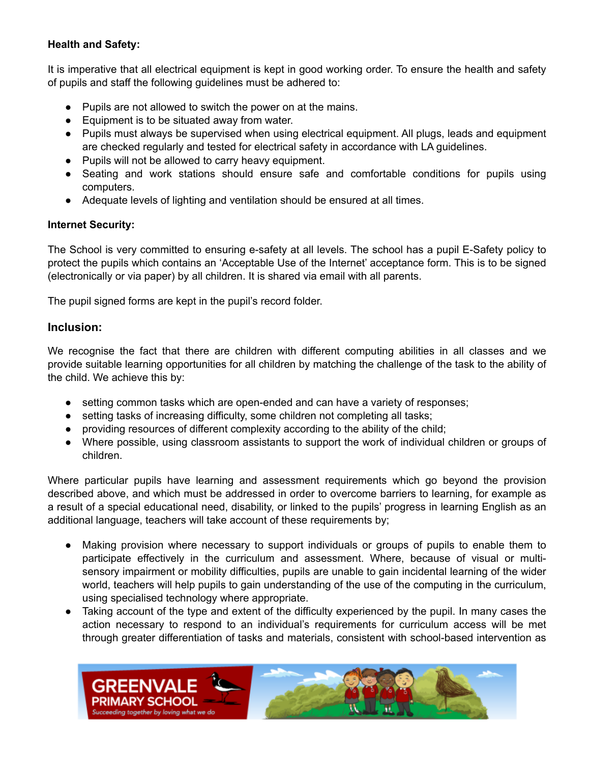**Health and Safety:**

It is imperative that all electrical equipment is kept in good working order. To ensure the health and safety of pupils and staff the following guidelines must be adhered to:

- Pupils are not allowed to switch the power on at the mains.
- Equipment is to be situated away from water.
- Pupils must always be supervised when using electrical equipment. All plugs, leads and equipment are checked regularly and tested for electrical safety in accordance with LA guidelines.
- Pupils will not be allowed to carry heavy equipment.
- Seating and work stations should ensure safe and comfortable conditions for pupils using computers.
- Adequate levels of lighting and ventilation should be ensured at all times.

**Internet Security:**

The School is very committed to ensuring e-safety at all levels. The school has a pupil E-Safety policy to protect the pupils which contains an 'Acceptable Use of the Internet' acceptance form. This is to be signed (electronically or via paper) by all children. It is shared via email with all parents.

The pupil signed forms are kept in the pupil's record folder.

## Inclusion:

We recognise the fact that there are children with different computing abilities in all classes and we provide suitable learning opportunities for all children by matching the challenge of the task to the ability of the child. We achieve this by:

- setting common tasks which are open-ended and can have a variety of responses;
- setting tasks of increasing difficulty, some children not completing all tasks;
- providing resources of different complexity according to the ability of the child;
- Where possible, using classroom assistants to support the work of individual children or groups of children.

Where particular pupils have learning and assessment requirements which go beyond the provision described above, and which must be addressed in order to overcome barriers to learning, for example as a result of a special educational need, disability, or linked to the pupils' progress in learning English as an additional language, teachers will take account of these requirements by;

- Making provision where necessary to support individuals or groups of pupils to enable them to participate effectively in the curriculum and assessment. Where, because of visual or multi-sensory impairment or mobility difficulties, pupils are unable to gain incidental learning of the wider world, teachers will help pupils to gain understanding of the use of the computing in the curriculum, using specialised technology where appropriate.
- Taking account of the type and extent of the difficulty experienced by the pupil. In many cases the action necessary to respond to an individual's requirements for curriculum access will be met through greater differentiation of tasks and materials, consistent with school-based intervention as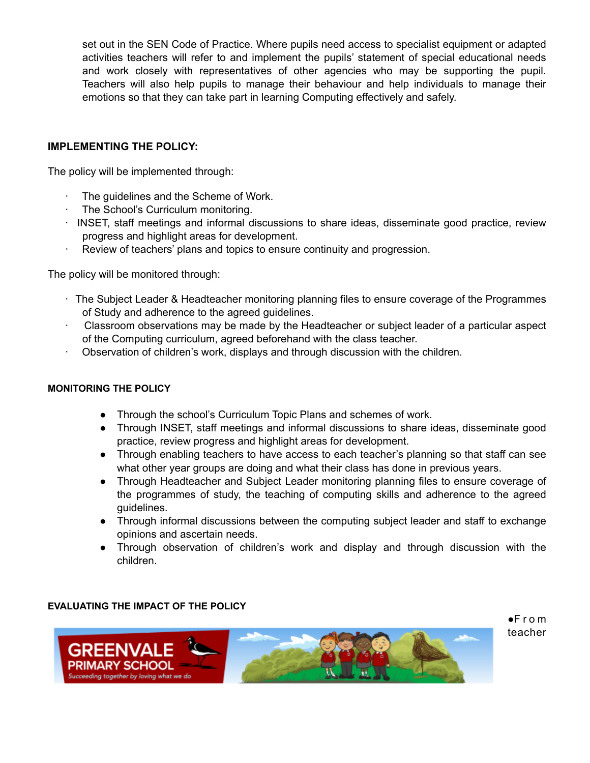set out in the SEN Code of Practice. Where pupils need access to specialist equipment or adapted activities teachers will refer to and implement the pupils' statement of special educational needs and work closely with representatives of other agencies who may be supporting the pupil. Teachers will also help pupils to manage their behaviour and help individuals to manage their emotions so that they can take part in learning Computing effectively and safely.

**IMPLEMENTING THE POLICY:**

The policy will be implemented through:

- The guidelines and the Scheme of Work.
- The School's Curriculum monitoring.
- INSET, staff meetings and informal discussions to share ideas, disseminate good practice, review progress and highlight areas for development.
- Review of teachers' plans and topics to ensure continuity and progression.

The policy will be monitored through:

- The Subject Leader & Headteacher monitoring planning files to ensure coverage of the Programmes of Study and adherence to the agreed guidelines.
- Classroom observations may be made by the Headteacher or subject leader of a particular aspect of the Computing curriculum, agreed beforehand with the class teacher.
- Observation of children's work, displays and through discussion with the children.

**MONITORING THE POLICY**

- Through the school's Curriculum Topic Plans and schemes of work.
- Through INSET, staff meetings and informal discussions to share ideas, disseminate good practice, review progress and highlight areas for development.
- Through enabling teachers to have access to each teacher's planning so that staff can see what other year groups are doing and what their class has done in previous years.
- Through Headteacher and Subject Leader monitoring planning files to ensure coverage of the programmes of study, the teaching of computing skills and adherence to the agreed guidelines.
- Through informal discussions between the computing subject leader and staff to exchange opinions and ascertain needs.
- Through observation of children's work and display and through discussion with the children.

**EVALUATING THE IMPACT OF THE POLICY**

- From teacher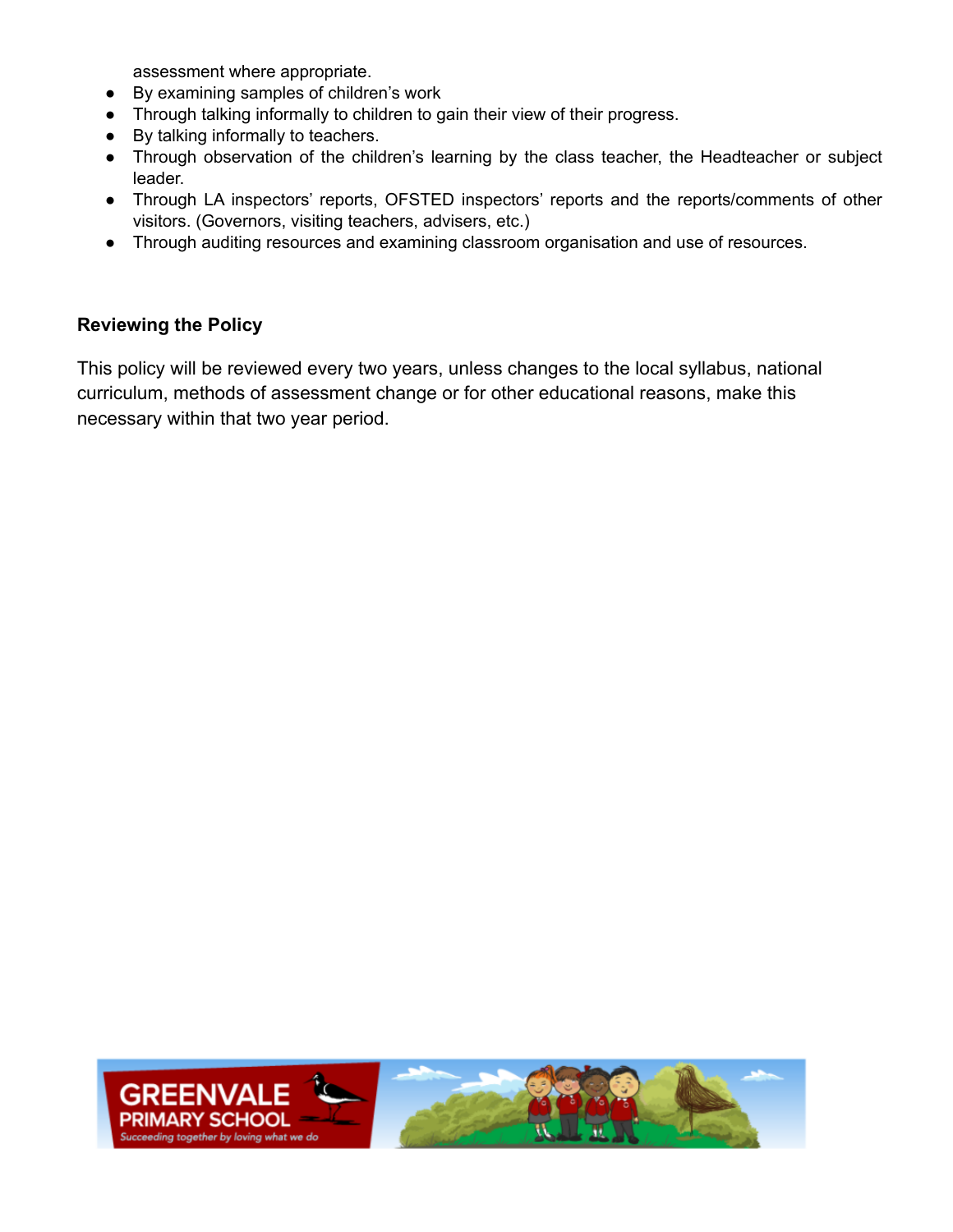assessment where appropriate.

- By examining samples of children's work
- Through talking informally to children to gain their view of their progress.
- By talking informally to teachers.
- Through observation of the children's learning by the class teacher, the Headteacher or subject leader.
- Through LA inspectors' reports, OFSTED inspectors' reports and the reports/comments of other visitors. (Governors, visiting teachers, advisers, etc.)
- Through auditing resources and examining classroom organisation and use of resources.

**Reviewing the Policy**

This policy will be reviewed every two years, unless changes to the local syllabus, national curriculum, methods of assessment change or for other educational reasons, make this necessary within that two year period.